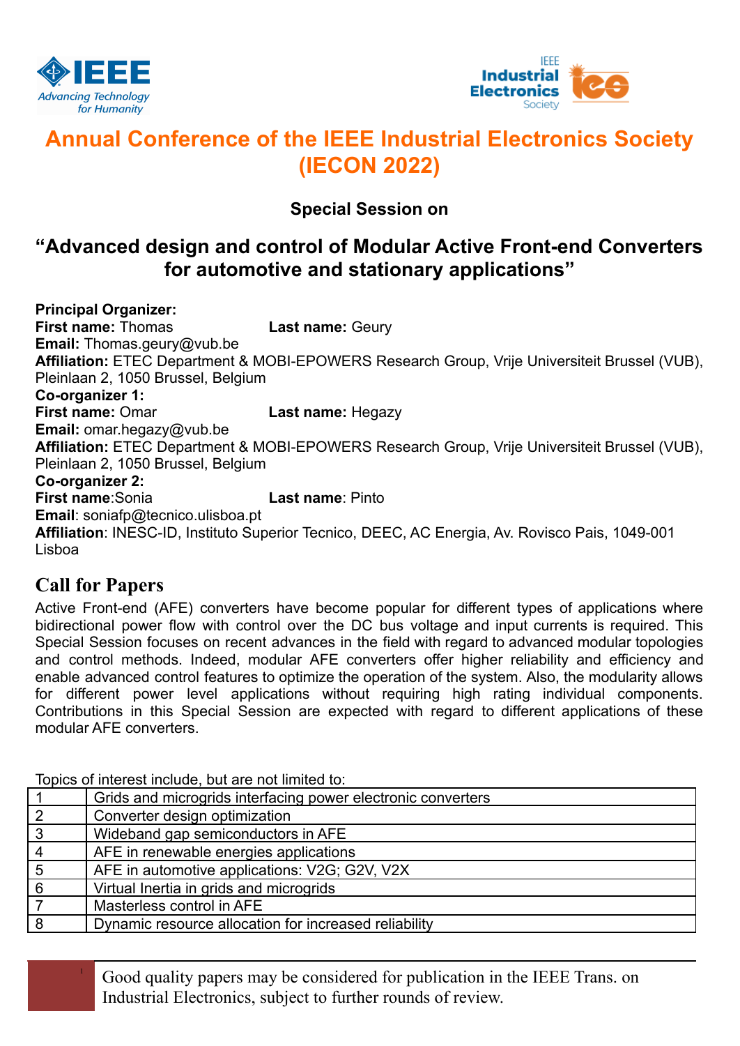# Annual Conference of the IEEE Industrial Electronics Society (IECON 2022)

### Special Session on

## "Advanced design and control of Modular Active Front-end Converters for automotive and stationary applications"

**Principal Organizer:**
**First name:** Thomas **Last name:** Geury
**Email:** Thomas.geury@vub.be
**Affiliation:** ETEC Department & MOBI-EPOWERS Research Group, Vrije Universiteit Brussel (VUB), Pleinlaan 2, 1050 Brussel, Belgium
**Co-organizer 1:**
**First name:** Omar **Last name:** Hegazy
**Email:** omar.hegazy@vub.be
**Affiliation:** ETEC Department & MOBI-EPOWERS Research Group, Vrije Universiteit Brussel (VUB), Pleinlaan 2, 1050 Brussel, Belgium
**Co-organizer 2:**
**First name**:Sonia **Last name**: Pinto
**Email**: soniafp@tecnico.ulisboa.pt
**Affiliation**: INESC-ID, Instituto Superior Tecnico, DEEC, AC Energia, Av. Rovisco Pais, 1049-001 Lisboa

## Call for Papers

Active Front-end (AFE) converters have become popular for different types of applications where bidirectional power flow with control over the DC bus voltage and input currents is required. This Special Session focuses on recent advances in the field with regard to advanced modular topologies and control methods. Indeed, modular AFE converters offer higher reliability and efficiency and enable advanced control features to optimize the operation of the system. Also, the modularity allows for different power level applications without requiring high rating individual components. Contributions in this Special Session are expected with regard to different applications of these modular AFE converters.

Topics of interest include, but are not limited to:

| | |
|---|---|
| 1 | Grids and microgrids interfacing power electronic converters |
| 2 | Converter design optimization |
| 3 | Wideband gap semiconductors in AFE |
| 4 | AFE in renewable energies applications |
| 5 | AFE in automotive applications: V2G; G2V, V2X |
| 6 | Virtual Inertia in grids and microgrids |
| 7 | Masterless control in AFE |
| 8 | Dynamic resource allocation for increased reliability |

Good quality papers may be considered for publication in the IEEE Trans. on Industrial Electronics, subject to further rounds of review.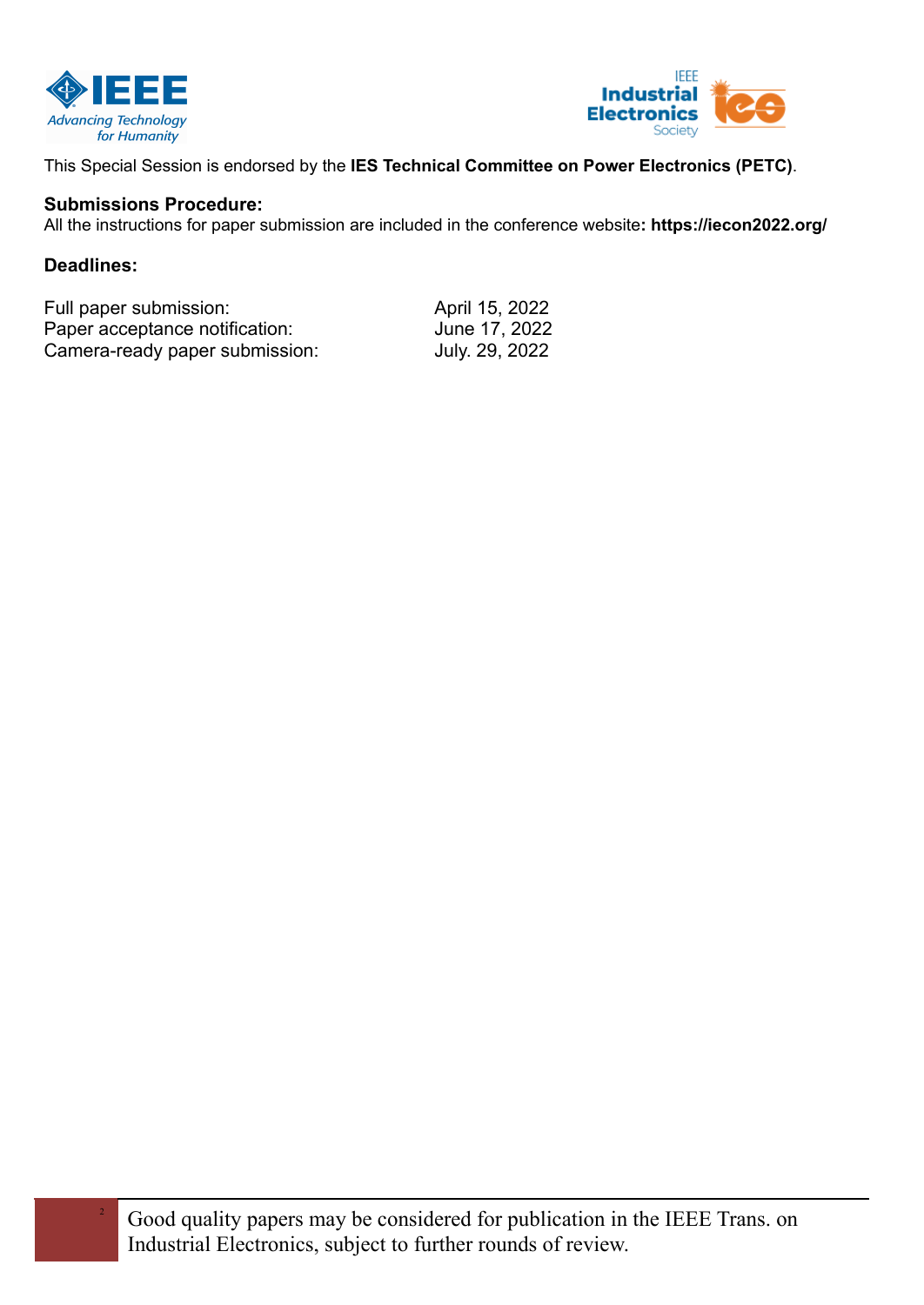This Special Session is endorsed by the **IES Technical Committee on Power Electronics (PETC)**.

**Submissions Procedure:**
All the instructions for paper submission are included in the conference website**: https://iecon2022.org/**

**Deadlines:**

| | |
|---|---|
| Full paper submission: | April 15, 2022 |
| Paper acceptance notification: | June 17, 2022 |
| Camera-ready paper submission: | July. 29, 2022 |

Good quality papers may be considered for publication in the IEEE Trans. on Industrial Electronics, subject to further rounds of review.